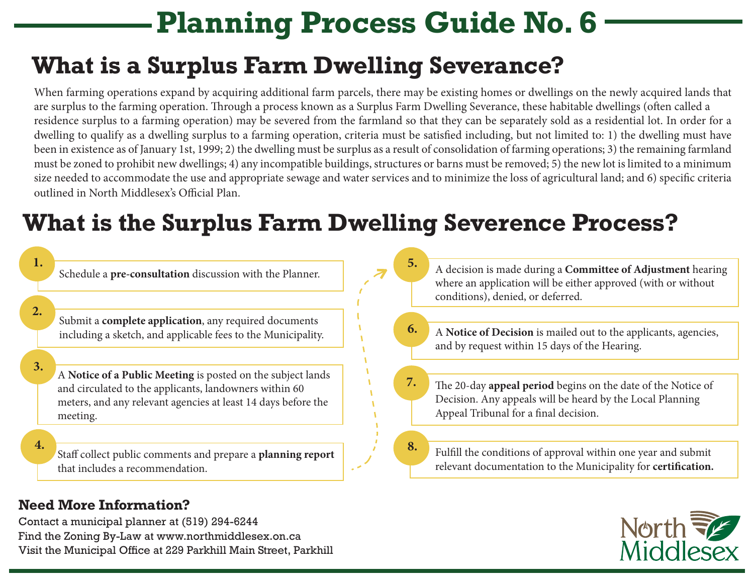# Planning Process Guide No. 6

## What is a Surplus Farm Dwelling Severance?

When farming operations expand by acquiring additional farm parcels, there may be existing homes or dwellings on the newly acquired lands that are surplus to the farming operation. Through a process known as a Surplus Farm Dwelling Severance, these habitable dwellings (often called a residence surplus to a farming operation) may be severed from the farmland so that they can be separately sold as a residential lot. In order for a dwelling to qualify as a dwelling surplus to a farming operation, criteria must be satisfied including, but not limited to: 1) the dwelling must have been in existence as of January 1st, 1999; 2) the dwelling must be surplus as a result of consolidation of farming operations; 3) the remaining farmland must be zoned to prohibit new dwellings; 4) any incompatible buildings, structures or barns must be removed; 5) the new lot is limited to a minimum size needed to accommodate the use and appropriate sewage and water services and to minimize the loss of agricultural land; and 6) specific criteria outlined in North Middlesex's Official Plan.

## What is the Surplus Farm Dwelling Severence Process?

1. Schedule a **pre-consultation** discussion with the Planner.
2. Submit a **complete application**, any required documents including a sketch, and applicable fees to the Municipality.
3. A **Notice of a Public Meeting** is posted on the subject lands and circulated to the applicants, landowners within 60 meters, and any relevant agencies at least 14 days before the meeting.
4. Staff collect public comments and prepare a **planning report** that includes a recommendation.
5. A decision is made during a **Committee of Adjustment** hearing where an application will be either approved (with or without conditions), denied, or deferred.
6. A **Notice of Decision** is mailed out to the applicants, agencies, and by request within 15 days of the Hearing.
7. The 20-day **appeal period** begins on the date of the Notice of Decision. Any appeals will be heard by the Local Planning Appeal Tribunal for a final decision.
8. Fulfill the conditions of approval within one year and submit relevant documentation to the Municipality for **certification.**

### Need More Information?

Contact a municipal planner at (519) 294-6244
Find the Zoning By-Law at www.northmiddlesex.on.ca
Visit the Municipal Office at 229 Parkhill Main Street, Parkhill

North Middlesex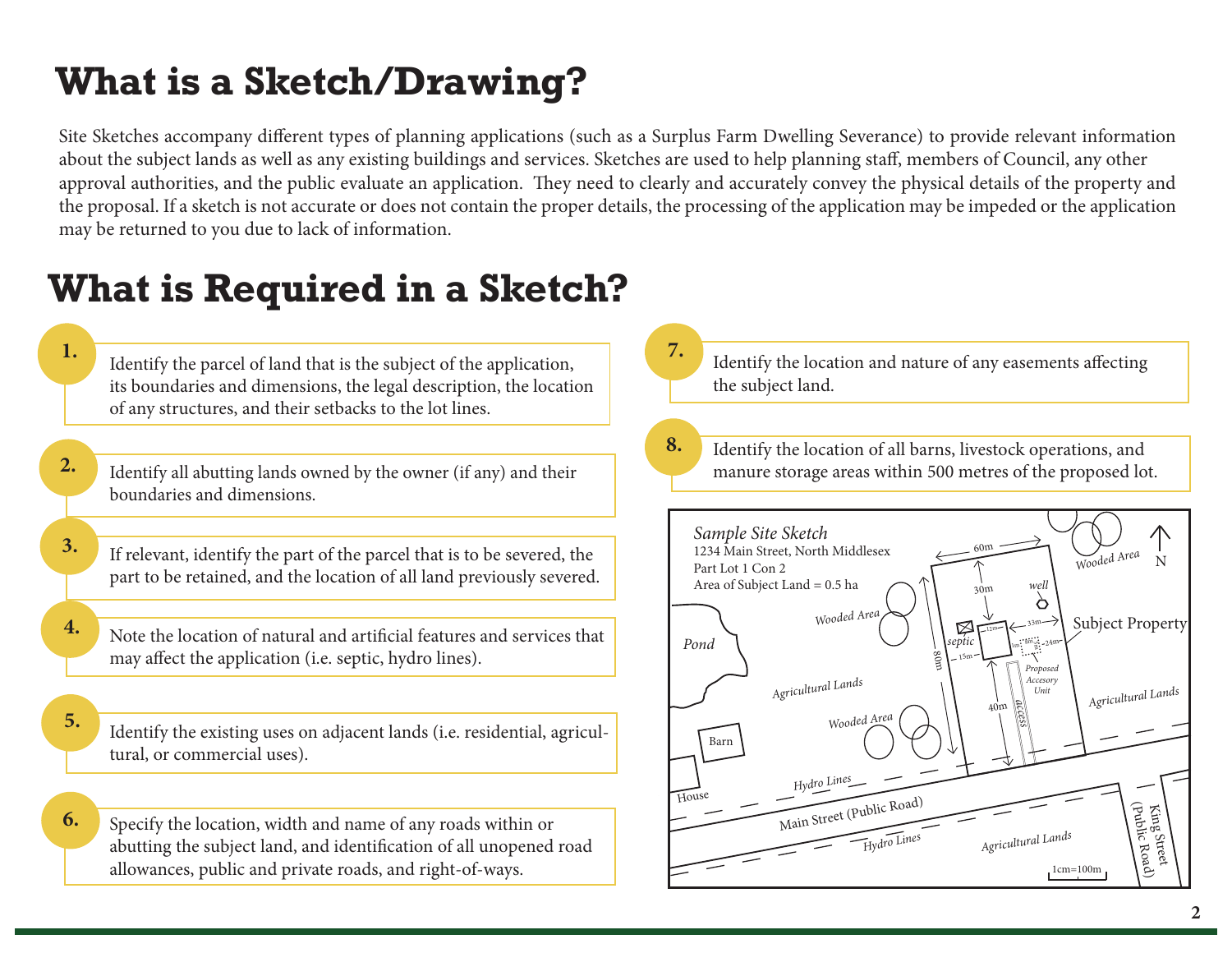# What is a Sketch/Drawing?

Site Sketches accompany different types of planning applications (such as a Surplus Farm Dwelling Severance) to provide relevant information about the subject lands as well as any existing buildings and services. Sketches are used to help planning staff, members of Council, any other approval authorities, and the public evaluate an application. They need to clearly and accurately convey the physical details of the property and the proposal. If a sketch is not accurate or does not contain the proper details, the processing of the application may be impeded or the application may be returned to you due to lack of information.

# What is Required in a Sketch?

1. Identify the parcel of land that is the subject of the application, its boundaries and dimensions, the legal description, the location of any structures, and their setbacks to the lot lines.

2. Identify all abutting lands owned by the owner (if any) and their boundaries and dimensions.

3. If relevant, identify the part of the parcel that is to be severed, the part to be retained, and the location of all land previously severed.

4. Note the location of natural and artificial features and services that may affect the application (i.e. septic, hydro lines).

5. Identify the existing uses on adjacent lands (i.e. residential, agricultural, or commercial uses).

6. Specify the location, width and name of any roads within or abutting the subject land, and identification of all unopened road allowances, public and private roads, and right-of-ways.

7. Identify the location and nature of any easements affecting the subject land.

8. Identify the location of all barns, livestock operations, and manure storage areas within 500 metres of the proposed lot.

*Sample Site Sketch*
1234 Main Street, North Middlesex
Part Lot 1 Con 2
Area of Subject Land = 0.5 ha

60m
30m
well
N
Wooded Area
Subject Property
33m
12m
24m
septic
15m
80m
Proposed Accesory Unit
Pond
Agricultural Lands
40m
access
Agricultural Lands
Wooded Area
Barn
House
Hydro Lines
Main Street (Public Road)
Hydro Lines
Agricultural Lands
King Street (Public Road)
1cm=100m